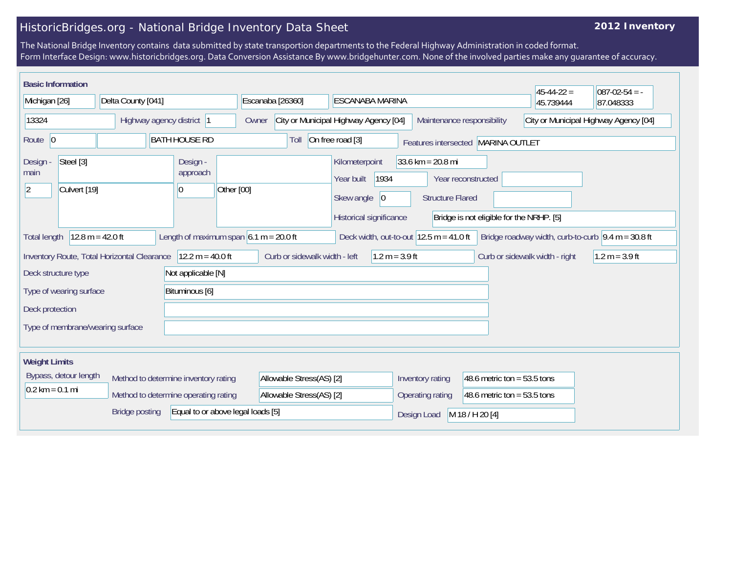# HistoricBridges.org - National Bridge Inventory Data Sheet

**2012 Inventory**

The National Bridge Inventory contains data submitted by state transportion departments to the Federal Highway Administration in coded format.
Form Interface Design: www.historicbridges.org. Data Conversion Assistance By www.bridgehunter.com. None of the involved parties make any guarantee of accuracy.

## Basic Information

| Field | Value |
|---|---|
| State | Michigan [26] |
| County | Delta County [041] |
| Place | Escanaba [26360] |
| Location | ESCANABA MARINA |
| Latitude | 45-44-22 = 45.739444 |
| Longitude | 087-02-54 = -87.048333 |
| Structure number | 13324 |
| Highway agency district | 1 |
| Owner | City or Municipal Highway Agency [04] |
| Maintenance responsibility | City or Municipal Highway Agency [04] |
| Route | 0 |
| Facility carried | BATH HOUSE RD |
| Toll | On free road [3] |
| Features intersected | MARINA OUTLET |
| Design - main | Steel [3] |
| | 2 — Culvert [19] |
| Design - approach | |
| | 0 — Other [00] |
| Kilometerpoint | 33.6 km = 20.8 mi |
| Year built | 1934 |
| Year reconstructed | |
| Skew angle | 0 |
| Structure Flared | |
| Historical significance | Bridge is not eligible for the NRHP. [5] |
| Total length | 12.8 m = 42.0 ft |
| Length of maximum span | 6.1 m = 20.0 ft |
| Deck width, out-to-out | 12.5 m = 41.0 ft |
| Bridge roadway width, curb-to-curb | 9.4 m = 30.8 ft |
| Inventory Route, Total Horizontal Clearance | 12.2 m = 40.0 ft |
| Curb or sidewalk width - left | 1.2 m = 3.9 ft |
| Curb or sidewalk width - right | 1.2 m = 3.9 ft |
| Deck structure type | Not applicable [N] |
| Type of wearing surface | Bituminous [6] |
| Deck protection | |
| Type of membrane/wearing surface | |

## Weight Limits

| Field | Value |
|---|---|
| Bypass, detour length | 0.2 km = 0.1 mi |
| Method to determine inventory rating | Allowable Stress(AS) [2] |
| Method to determine operating rating | Allowable Stress(AS) [2] |
| Bridge posting | Equal to or above legal loads [5] |
| Inventory rating | 48.6 metric ton = 53.5 tons |
| Operating rating | 48.6 metric ton = 53.5 tons |
| Design Load | M 18 / H 20 [4] |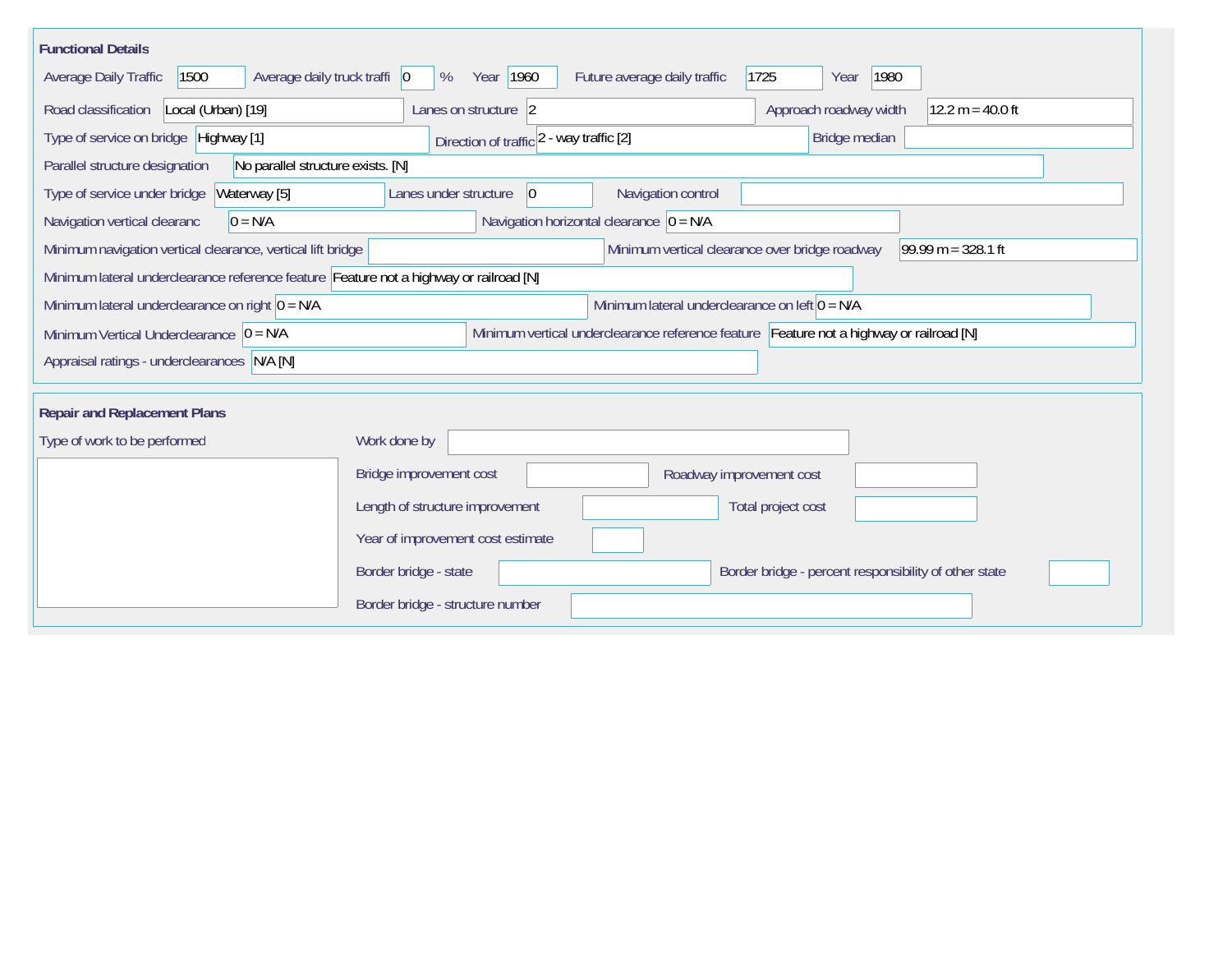## Functional Details

| Field | Value |
|---|---|
| Average Daily Traffic | 1500 |
| Average daily truck traffi | 0 % |
| Year | 1960 |
| Future average daily traffic | 1725 |
| Year | 1980 |
| Road classification | Local (Urban) [19] |
| Lanes on structure | 2 |
| Approach roadway width | 12.2 m = 40.0 ft |
| Type of service on bridge | Highway [1] |
| Direction of traffic | 2 - way traffic [2] |
| Bridge median | |
| Parallel structure designation | No parallel structure exists. [N] |
| Type of service under bridge | Waterway [5] |
| Lanes under structure | 0 |
| Navigation control | |
| Navigation vertical clearanc | 0 = N/A |
| Navigation horizontal clearance | 0 = N/A |
| Minimum navigation vertical clearance, vertical lift bridge | |
| Minimum vertical clearance over bridge roadway | 99.99 m = 328.1 ft |
| Minimum lateral underclearance reference feature | Feature not a highway or railroad [N] |
| Minimum lateral underclearance on right | 0 = N/A |
| Minimum lateral underclearance on left | 0 = N/A |
| Minimum Vertical Underclearance | 0 = N/A |
| Minimum vertical underclearance reference feature | Feature not a highway or railroad [N] |
| Appraisal ratings - underclearances | N/A [N] |

## Repair and Replacement Plans

| Field | Value |
|---|---|
| Type of work to be performed | |
| Work done by | |
| Bridge improvement cost | |
| Roadway improvement cost | |
| Length of structure improvement | |
| Total project cost | |
| Year of improvement cost estimate | |
| Border bridge - state | |
| Border bridge - percent responsibility of other state | |
| Border bridge - structure number | |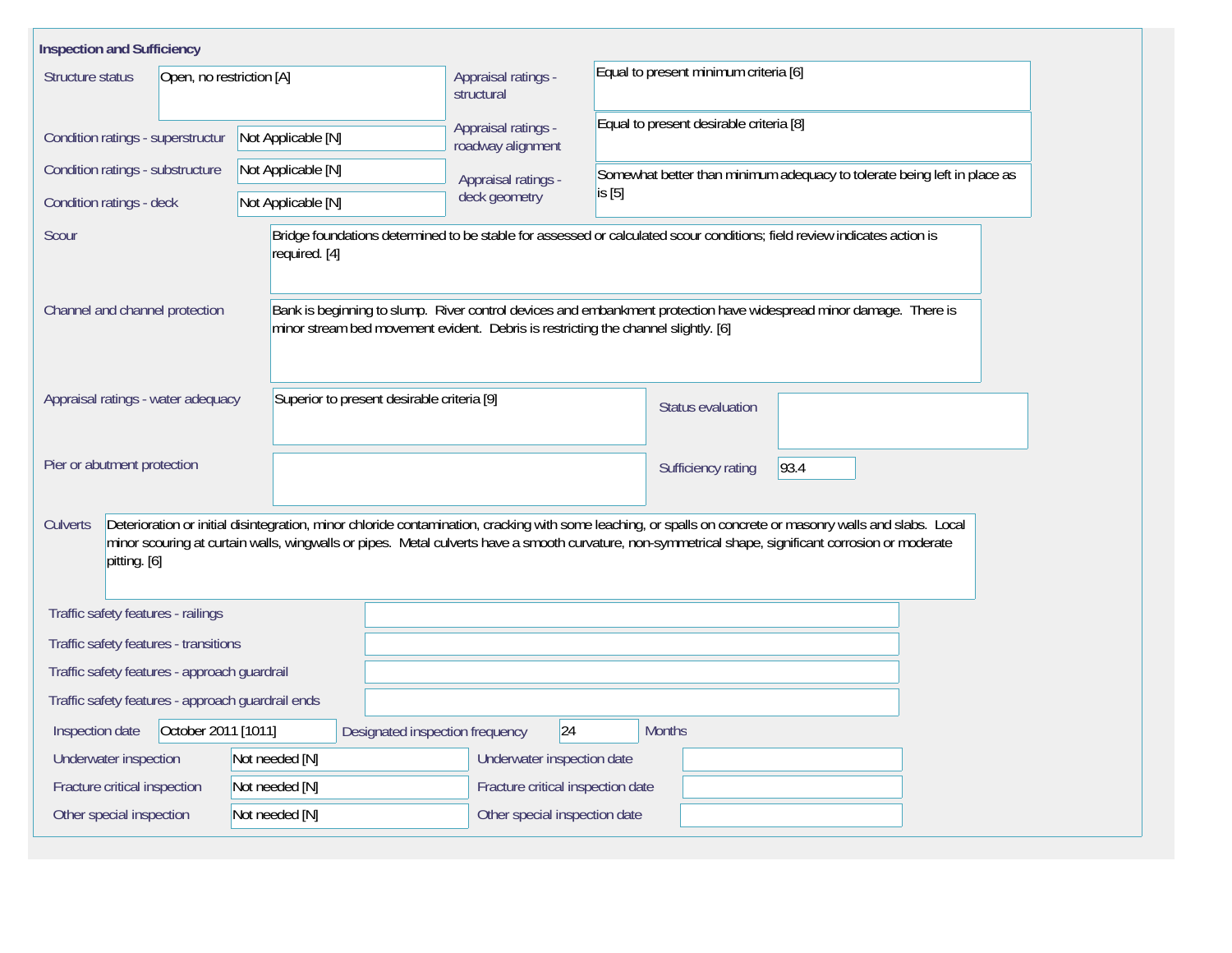## Inspection and Sufficiency

| Field | Value |
|---|---|
| Structure status | Open, no restriction [A] |
| Appraisal ratings - structural | Equal to present minimum criteria [6] |
| Condition ratings - superstructur | Not Applicable [N] |
| Appraisal ratings - roadway alignment | Equal to present desirable criteria [8] |
| Condition ratings - substructure | Not Applicable [N] |
| Appraisal ratings - deck geometry | Somewhat better than minimum adequacy to tolerate being left in place as is [5] |
| Condition ratings - deck | Not Applicable [N] |
| Scour | Bridge foundations determined to be stable for assessed or calculated scour conditions; field review indicates action is required. [4] |
| Channel and channel protection | Bank is beginning to slump. River control devices and embankment protection have widespread minor damage. There is minor stream bed movement evident. Debris is restricting the channel slightly. [6] |
| Appraisal ratings - water adequacy | Superior to present desirable criteria [9] |
| Status evaluation | |
| Pier or abutment protection | |
| Sufficiency rating | 93.4 |
| Culverts | Deterioration or initial disintegration, minor chloride contamination, cracking with some leaching, or spalls on concrete or masonry walls and slabs. Local minor scouring at curtain walls, wingwalls or pipes. Metal culverts have a smooth curvature, non-symmetrical shape, significant corrosion or moderate pitting. [6] |
| Traffic safety features - railings | |
| Traffic safety features - transitions | |
| Traffic safety features - approach guardrail | |
| Traffic safety features - approach guardrail ends | |
| Inspection date | October 2011 [1011] |
| Designated inspection frequency | 24 Months |
| Underwater inspection | Not needed [N] |
| Underwater inspection date | |
| Fracture critical inspection | Not needed [N] |
| Fracture critical inspection date | |
| Other special inspection | Not needed [N] |
| Other special inspection date | |